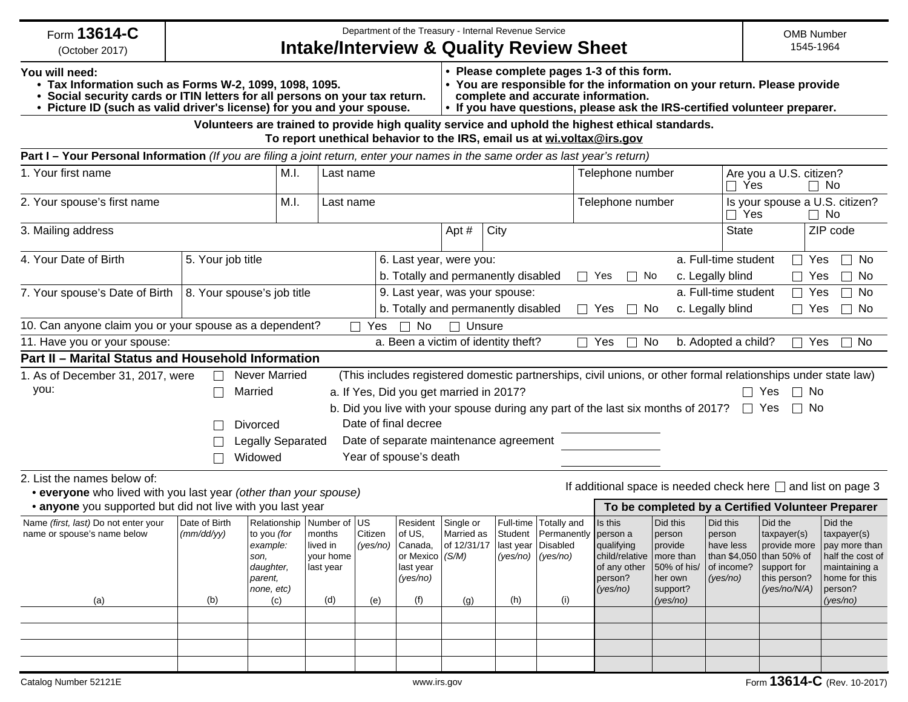Form **13614-C** (October 2017)

Department of the Treasury - Internal Revenue Service

# Intake/Interview & Quality Review Sheet

OMB Number 1545-1964

**You will need:**

- **Tax Information such as Forms W-2, 1099, 1098, 1095.**
- **Social security cards or ITIN letters for all persons on your tax return.**
- **Picture ID (such as valid driver's license) for you and your spouse.**

- **Please complete pages 1-3 of this form.**
- **You are responsible for the information on your return. Please provide complete and accurate information.**
- **If you have questions, please ask the IRS-certified volunteer preparer.**

**Volunteers are trained to provide high quality service and uphold the highest ethical standards.**
**To report unethical behavior to the IRS, email us at wi.voltax@irs.gov**

## Part I – Your Personal Information *(If you are filing a joint return, enter your names in the same order as last year's return)*

| 1. Your first name | M.I. | Last name | Telephone number | Are you a U.S. citizen? ☐ Yes ☐ No |
|---|---|---|---|---|
| 2. Your spouse's first name | M.I. | Last name | Telephone number | Is your spouse a U.S. citizen? ☐ Yes ☐ No |

| 3. Mailing address | Apt # | City | State | ZIP code |
|---|---|---|---|---|

| 4. Your Date of Birth | 5. Your job title | 6. Last year, were you: a. Full-time student ☐ Yes ☐ No; b. Totally and permanently disabled ☐ Yes ☐ No; c. Legally blind ☐ Yes ☐ No |
|---|---|---|
| 7. Your spouse's Date of Birth | 8. Your spouse's job title | 9. Last year, was your spouse: a. Full-time student ☐ Yes ☐ No; b. Totally and permanently disabled ☐ Yes ☐ No; c. Legally blind ☐ Yes ☐ No |

10. Can anyone claim you or your spouse as a dependent? ☐ Yes ☐ No ☐ Unsure

11. Have you or your spouse: a. Been a victim of identity theft? ☐ Yes ☐ No  b. Adopted a child? ☐ Yes ☐ No

## Part II – Marital Status and Household Information

1. As of December 31, 2017, were you:

- ☐ Never Married (This includes registered domestic partnerships, civil unions, or other formal relationships under state law)
- ☐ Married
  - a. If Yes, Did you get married in 2017? ☐ Yes ☐ No
  - b. Did you live with your spouse during any part of the last six months of 2017? ☐ Yes ☐ No
- ☐ Divorced — Date of final decree ________
- ☐ Legally Separated — Date of separate maintenance agreement ________
- ☐ Widowed — Year of spouse's death ________

2. List the names below of:

- **everyone** who lived with you last year *(other than your spouse)*
- **anyone** you supported but did not live with you last year

If additional space is needed check here ☐ and list on page 3

| Name *(first, last)* Do not enter your name or spouse's name below (a) | Date of Birth *(mm/dd/yy)* (b) | Relationship to you *(for example: son, daughter, parent, none, etc)* (c) | Number of months lived in your home last year (d) | US Citizen *(yes/no)* (e) | Resident of US, Canada, or Mexico last year *(yes/no)* (f) | Single or Married as of 12/31/17 *(S/M)* (g) | Full-time Student last year *(yes/no)* (h) | Totally and Permanently Disabled *(yes/no)* (i) | **To be completed by a Certified Volunteer Preparer:** Is this person a qualifying child/relative of any other person? *(yes/no)* | Did this person provide more than 50% of his/ her own support? *(yes/no)* | Did this person have less than $4,050 of income? *(yes/no)* | Did the taxpayer(s) provide more than 50% of support for this person? *(yes/no/N/A)* | Did the taxpayer(s) pay more than half the cost of maintaining a home for this person? *(yes/no)* |
|---|---|---|---|---|---|---|---|---|---|---|---|---|---|
| | | | | | | | | | | | | | |
| | | | | | | | | | | | | | |
| | | | | | | | | | | | | | |
| | | | | | | | | | | | | | |

Catalog Number 52121E www.irs.gov Form **13614-C** (Rev. 10-2017)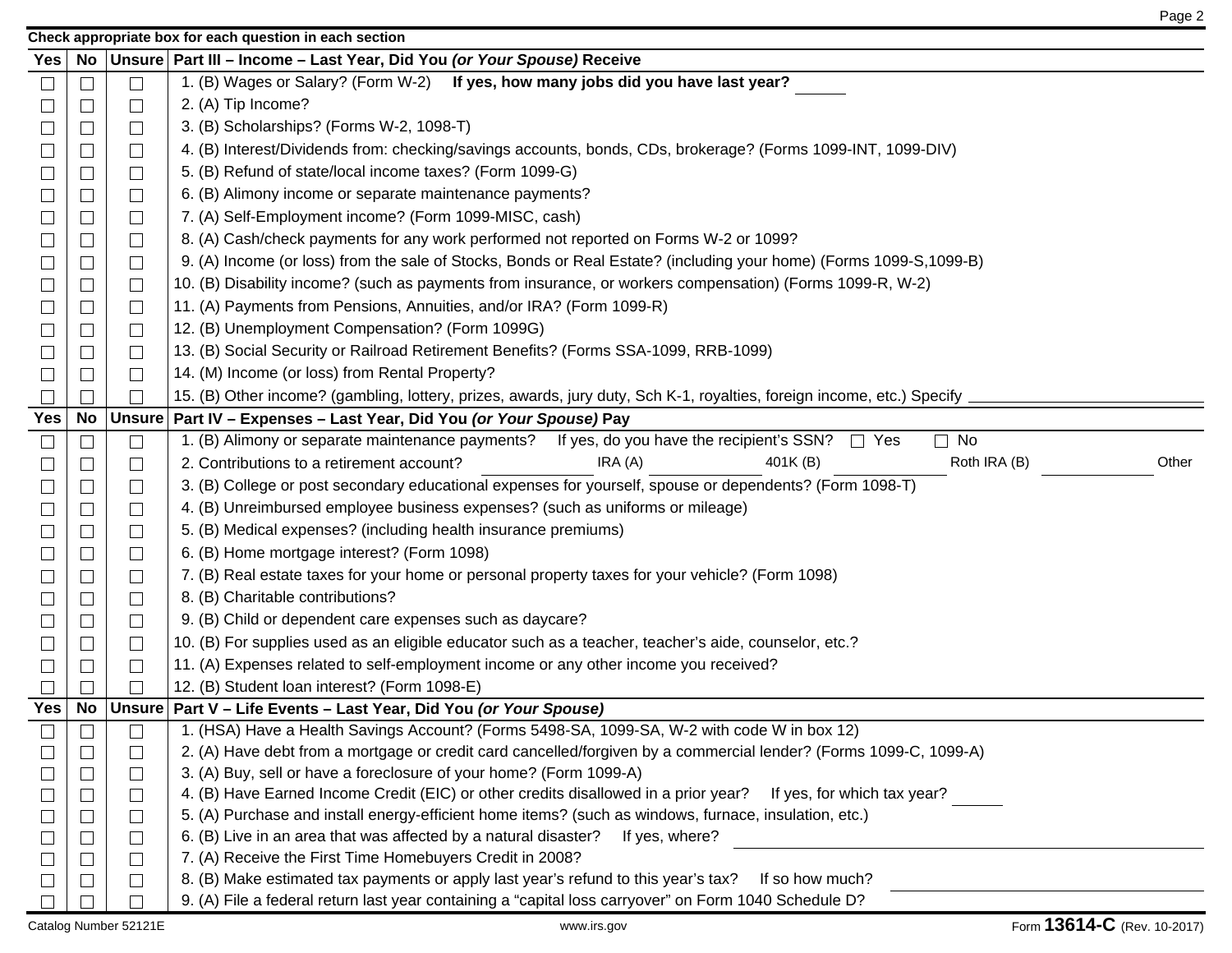**Check appropriate box for each question in each section**

| Yes | No | Unsure | Part III – Income – Last Year, Did You *(or Your Spouse)* Receive |
|---|---|---|---|
| ☐ | ☐ | ☐ | 1. (B) Wages or Salary? (Form W-2) **If yes, how many jobs did you have last year?** ______ |
| ☐ | ☐ | ☐ | 2. (A) Tip Income? |
| ☐ | ☐ | ☐ | 3. (B) Scholarships? (Forms W-2, 1098-T) |
| ☐ | ☐ | ☐ | 4. (B) Interest/Dividends from: checking/savings accounts, bonds, CDs, brokerage? (Forms 1099-INT, 1099-DIV) |
| ☐ | ☐ | ☐ | 5. (B) Refund of state/local income taxes? (Form 1099-G) |
| ☐ | ☐ | ☐ | 6. (B) Alimony income or separate maintenance payments? |
| ☐ | ☐ | ☐ | 7. (A) Self-Employment income? (Form 1099-MISC, cash) |
| ☐ | ☐ | ☐ | 8. (A) Cash/check payments for any work performed not reported on Forms W-2 or 1099? |
| ☐ | ☐ | ☐ | 9. (A) Income (or loss) from the sale of Stocks, Bonds or Real Estate? (including your home) (Forms 1099-S,1099-B) |
| ☐ | ☐ | ☐ | 10. (B) Disability income? (such as payments from insurance, or workers compensation) (Forms 1099-R, W-2) |
| ☐ | ☐ | ☐ | 11. (A) Payments from Pensions, Annuities, and/or IRA? (Form 1099-R) |
| ☐ | ☐ | ☐ | 12. (B) Unemployment Compensation? (Form 1099G) |
| ☐ | ☐ | ☐ | 13. (B) Social Security or Railroad Retirement Benefits? (Forms SSA-1099, RRB-1099) |
| ☐ | ☐ | ☐ | 14. (M) Income (or loss) from Rental Property? |
| ☐ | ☐ | ☐ | 15. (B) Other income? (gambling, lottery, prizes, awards, jury duty, Sch K-1, royalties, foreign income, etc.) Specify ______ |

| Yes | No | Unsure | Part IV – Expenses – Last Year, Did You *(or Your Spouse)* Pay |
|---|---|---|---|
| ☐ | ☐ | ☐ | 1. (B) Alimony or separate maintenance payments? If yes, do you have the recipient's SSN? ☐ Yes ☐ No |
| ☐ | ☐ | ☐ | 2. Contributions to a retirement account? ______ IRA (A) ______ 401K (B) ______ Roth IRA (B) ______ Other |
| ☐ | ☐ | ☐ | 3. (B) College or post secondary educational expenses for yourself, spouse or dependents? (Form 1098-T) |
| ☐ | ☐ | ☐ | 4. (B) Unreimbursed employee business expenses? (such as uniforms or mileage) |
| ☐ | ☐ | ☐ | 5. (B) Medical expenses? (including health insurance premiums) |
| ☐ | ☐ | ☐ | 6. (B) Home mortgage interest? (Form 1098) |
| ☐ | ☐ | ☐ | 7. (B) Real estate taxes for your home or personal property taxes for your vehicle? (Form 1098) |
| ☐ | ☐ | ☐ | 8. (B) Charitable contributions? |
| ☐ | ☐ | ☐ | 9. (B) Child or dependent care expenses such as daycare? |
| ☐ | ☐ | ☐ | 10. (B) For supplies used as an eligible educator such as a teacher, teacher's aide, counselor, etc.? |
| ☐ | ☐ | ☐ | 11. (A) Expenses related to self-employment income or any other income you received? |
| ☐ | ☐ | ☐ | 12. (B) Student loan interest? (Form 1098-E) |

| Yes | No | Unsure | Part V – Life Events – Last Year, Did You *(or Your Spouse)* |
|---|---|---|---|
| ☐ | ☐ | ☐ | 1. (HSA) Have a Health Savings Account? (Forms 5498-SA, 1099-SA, W-2 with code W in box 12) |
| ☐ | ☐ | ☐ | 2. (A) Have debt from a mortgage or credit card cancelled/forgiven by a commercial lender? (Forms 1099-C, 1099-A) |
| ☐ | ☐ | ☐ | 3. (A) Buy, sell or have a foreclosure of your home? (Form 1099-A) |
| ☐ | ☐ | ☐ | 4. (B) Have Earned Income Credit (EIC) or other credits disallowed in a prior year? If yes, for which tax year? ______ |
| ☐ | ☐ | ☐ | 5. (A) Purchase and install energy-efficient home items? (such as windows, furnace, insulation, etc.) |
| ☐ | ☐ | ☐ | 6. (B) Live in an area that was affected by a natural disaster? If yes, where? ______ |
| ☐ | ☐ | ☐ | 7. (A) Receive the First Time Homebuyers Credit in 2008? |
| ☐ | ☐ | ☐ | 8. (B) Make estimated tax payments or apply last year's refund to this year's tax? If so how much? ______ |
| ☐ | ☐ | ☐ | 9. (A) File a federal return last year containing a "capital loss carryover" on Form 1040 Schedule D? |

Catalog Number 52121E www.irs.gov Form **13614-C** (Rev. 10-2017)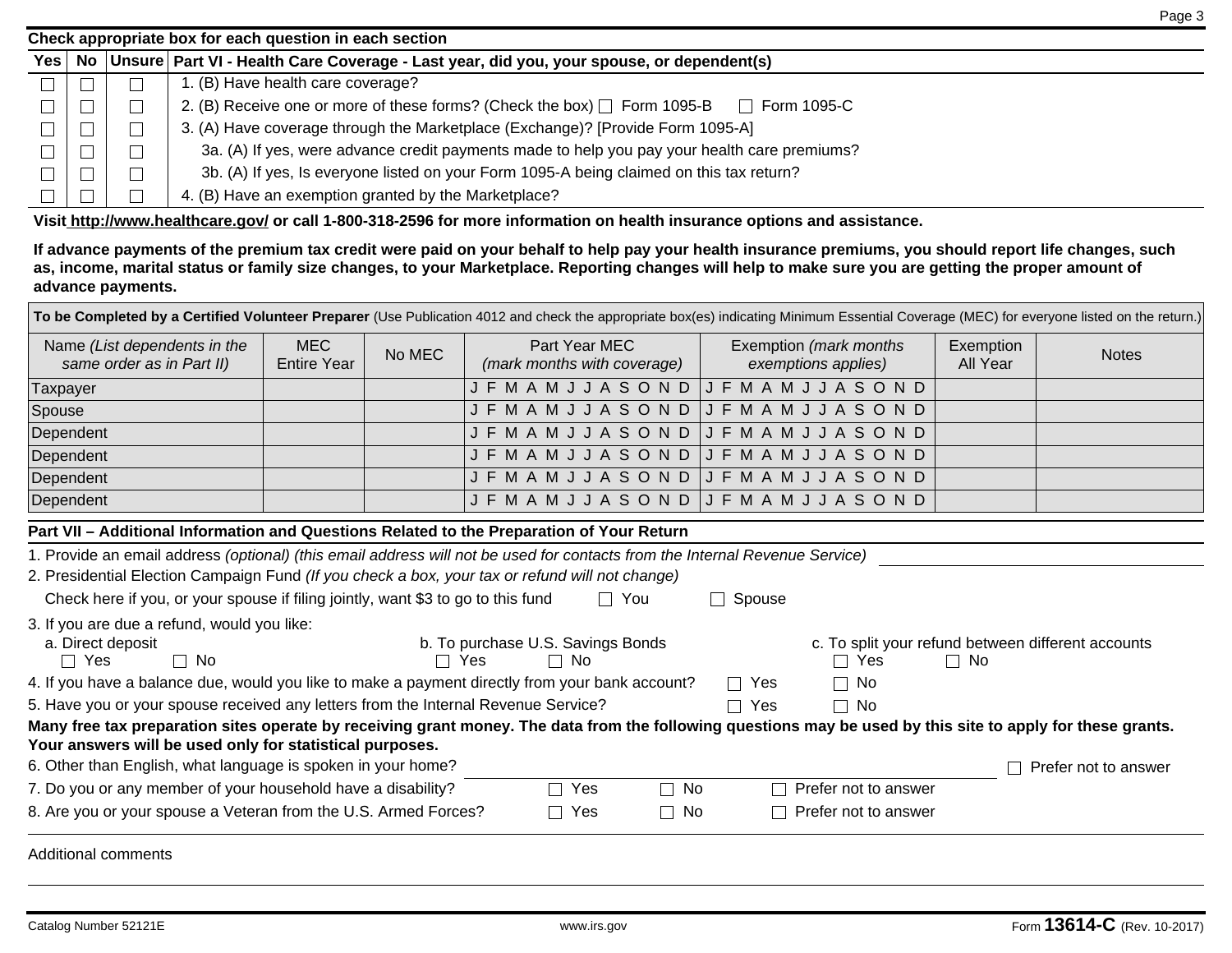**Check appropriate box for each question in each section**

| Yes | No | Unsure | Part VI - Health Care Coverage - Last year, did you, your spouse, or dependent(s) |
|---|---|---|---|
| ☐ | ☐ | ☐ | 1. (B) Have health care coverage? |
| ☐ | ☐ | ☐ | 2. (B) Receive one or more of these forms? (Check the box) ☐ Form 1095-B ☐ Form 1095-C |
| ☐ | ☐ | ☐ | 3. (A) Have coverage through the Marketplace (Exchange)? [Provide Form 1095-A] |
| ☐ | ☐ | ☐ | 3a. (A) If yes, were advance credit payments made to help you pay your health care premiums? |
| ☐ | ☐ | ☐ | 3b. (A) If yes, Is everyone listed on your Form 1095-A being claimed on this tax return? |
| ☐ | ☐ | ☐ | 4. (B) Have an exemption granted by the Marketplace? |

**Visit http://www.healthcare.gov/ or call 1-800-318-2596 for more information on health insurance options and assistance.**

**If advance payments of the premium tax credit were paid on your behalf to help pay your health insurance premiums, you should report life changes, such as, income, marital status or family size changes, to your Marketplace. Reporting changes will help to make sure you are getting the proper amount of advance payments.**

**To be Completed by a Certified Volunteer Preparer** (Use Publication 4012 and check the appropriate box(es) indicating Minimum Essential Coverage (MEC) for everyone listed on the return.)

| Name *(List dependents in the same order as in Part II)* | MEC Entire Year | No MEC | Part Year MEC *(mark months with coverage)* | Exemption *(mark months exemptions applies)* | Exemption All Year | Notes |
|---|---|---|---|---|---|---|
| Taxpayer | | | J F M A M J J A S O N D | J F M A M J J A S O N D | | |
| Spouse | | | J F M A M J J A S O N D | J F M A M J J A S O N D | | |
| Dependent | | | J F M A M J J A S O N D | J F M A M J J A S O N D | | |
| Dependent | | | J F M A M J J A S O N D | J F M A M J J A S O N D | | |
| Dependent | | | J F M A M J J A S O N D | J F M A M J J A S O N D | | |
| Dependent | | | J F M A M J J A S O N D | J F M A M J J A S O N D | | |

## Part VII – Additional Information and Questions Related to the Preparation of Your Return

1. Provide an email address *(optional) (this email address will not be used for contacts from the Internal Revenue Service)* ______________________

2. Presidential Election Campaign Fund *(If you check a box, your tax or refund will not change)*

   Check here if you, or your spouse if filing jointly, want $3 to go to this fund ☐ You ☐ Spouse

3. If you are due a refund, would you like:

   a. Direct deposit ☐ Yes ☐ No

   b. To purchase U.S. Savings Bonds ☐ Yes ☐ No

   c. To split your refund between different accounts ☐ Yes ☐ No

4. If you have a balance due, would you like to make a payment directly from your bank account? ☐ Yes ☐ No

5. Have you or your spouse received any letters from the Internal Revenue Service? ☐ Yes ☐ No

**Many free tax preparation sites operate by receiving grant money. The data from the following questions may be used by this site to apply for these grants. Your answers will be used only for statistical purposes.**

6. Other than English, what language is spoken in your home? ______________________ ☐ Prefer not to answer

7. Do you or any member of your household have a disability? ☐ Yes ☐ No ☐ Prefer not to answer

8. Are you or your spouse a Veteran from the U.S. Armed Forces? ☐ Yes ☐ No ☐ Prefer not to answer

Additional comments

______________________

Catalog Number 52121E www.irs.gov Form **13614-C** (Rev. 10-2017)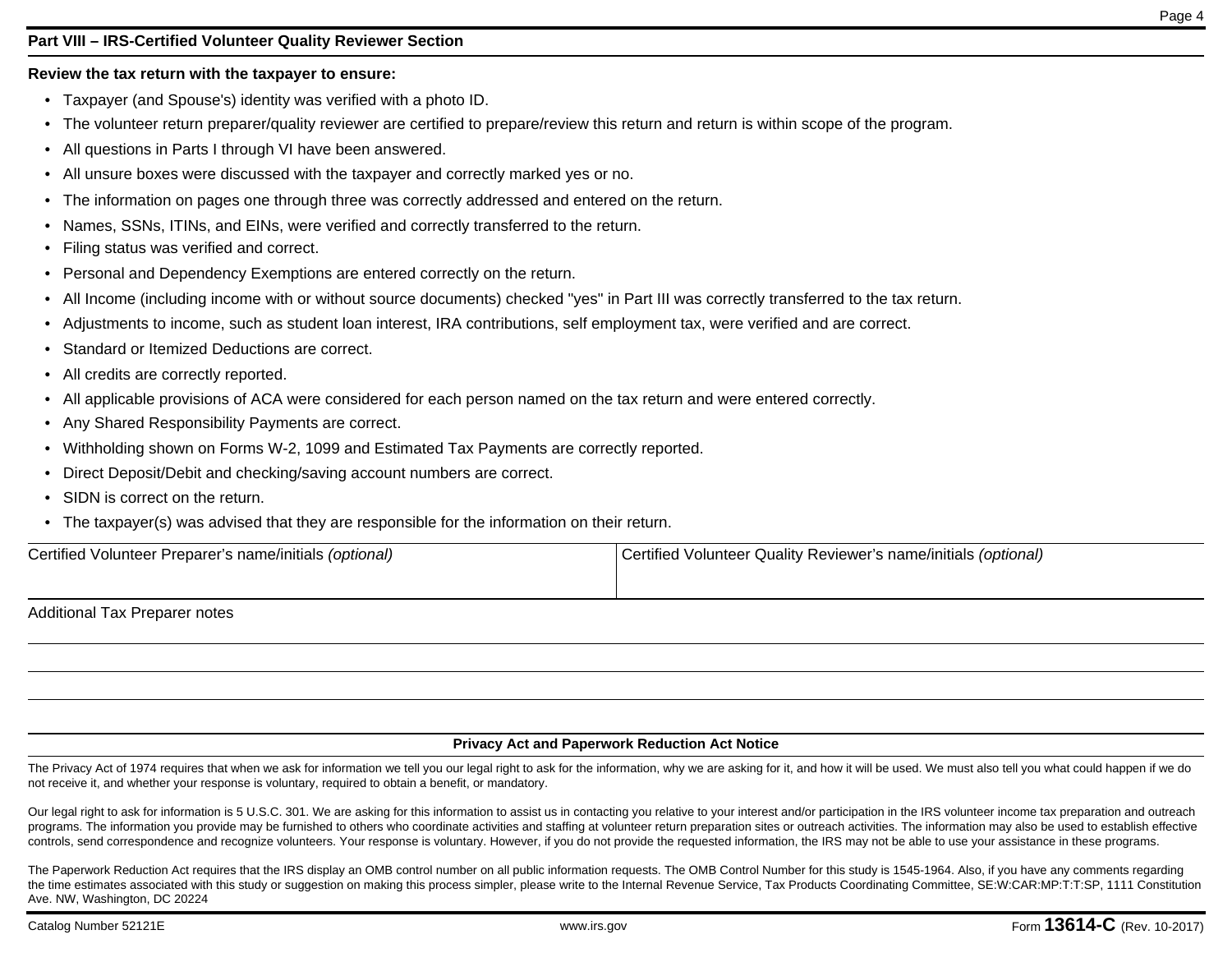## Part VIII – IRS-Certified Volunteer Quality Reviewer Section

**Review the tax return with the taxpayer to ensure:**

- Taxpayer (and Spouse's) identity was verified with a photo ID.
- The volunteer return preparer/quality reviewer are certified to prepare/review this return and return is within scope of the program.
- All questions in Parts I through VI have been answered.
- All unsure boxes were discussed with the taxpayer and correctly marked yes or no.
- The information on pages one through three was correctly addressed and entered on the return.
- Names, SSNs, ITINs, and EINs, were verified and correctly transferred to the return.
- Filing status was verified and correct.
- Personal and Dependency Exemptions are entered correctly on the return.
- All Income (including income with or without source documents) checked "yes" in Part III was correctly transferred to the tax return.
- Adjustments to income, such as student loan interest, IRA contributions, self employment tax, were verified and are correct.
- Standard or Itemized Deductions are correct.
- All credits are correctly reported.
- All applicable provisions of ACA were considered for each person named on the tax return and were entered correctly.
- Any Shared Responsibility Payments are correct.
- Withholding shown on Forms W-2, 1099 and Estimated Tax Payments are correctly reported.
- Direct Deposit/Debit and checking/saving account numbers are correct.
- SIDN is correct on the return.
- The taxpayer(s) was advised that they are responsible for the information on their return.

| Certified Volunteer Preparer's name/initials *(optional)* | Certified Volunteer Quality Reviewer's name/initials *(optional)* |
|---|---|
| | |

Additional Tax Preparer notes

### Privacy Act and Paperwork Reduction Act Notice

The Privacy Act of 1974 requires that when we ask for information we tell you our legal right to ask for the information, why we are asking for it, and how it will be used. We must also tell you what could happen if we do not receive it, and whether your response is voluntary, required to obtain a benefit, or mandatory.

Our legal right to ask for information is 5 U.S.C. 301. We are asking for this information to assist us in contacting you relative to your interest and/or participation in the IRS volunteer income tax preparation and outreach programs. The information you provide may be furnished to others who coordinate activities and staffing at volunteer return preparation sites or outreach activities. The information may also be used to establish effective controls, send correspondence and recognize volunteers. Your response is voluntary. However, if you do not provide the requested information, the IRS may not be able to use your assistance in these programs.

The Paperwork Reduction Act requires that the IRS display an OMB control number on all public information requests. The OMB Control Number for this study is 1545-1964. Also, if you have any comments regarding the time estimates associated with this study or suggestion on making this process simpler, please write to the Internal Revenue Service, Tax Products Coordinating Committee, SE:W:CAR:MP:T:T:SP, 1111 Constitution Ave. NW, Washington, DC 20224

Catalog Number 52121E www.irs.gov Form **13614-C** (Rev. 10-2017)